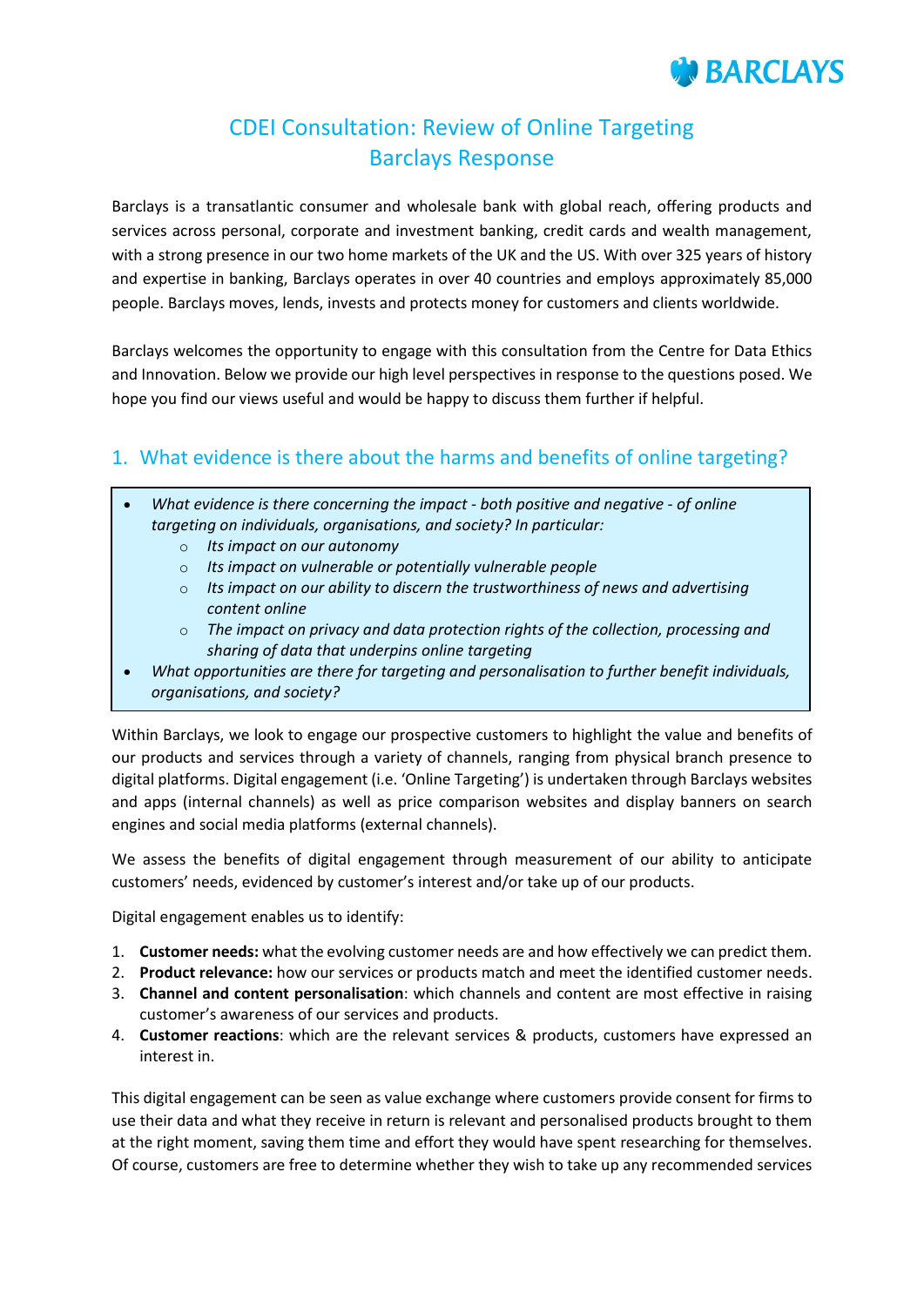# CDEI Consultation: Review of Online Targeting
# Barclays Response

Barclays is a transatlantic consumer and wholesale bank with global reach, offering products and services across personal, corporate and investment banking, credit cards and wealth management, with a strong presence in our two home markets of the UK and the US. With over 325 years of history and expertise in banking, Barclays operates in over 40 countries and employs approximately 85,000 people. Barclays moves, lends, invests and protects money for customers and clients worldwide.

Barclays welcomes the opportunity to engage with this consultation from the Centre for Data Ethics and Innovation. Below we provide our high level perspectives in response to the questions posed. We hope you find our views useful and would be happy to discuss them further if helpful.

## 1. What evidence is there about the harms and benefits of online targeting?

- *What evidence is there concerning the impact - both positive and negative - of online targeting on individuals, organisations, and society? In particular:*
  - *Its impact on our autonomy*
  - *Its impact on vulnerable or potentially vulnerable people*
  - *Its impact on our ability to discern the trustworthiness of news and advertising content online*
  - *The impact on privacy and data protection rights of the collection, processing and sharing of data that underpins online targeting*
- *What opportunities are there for targeting and personalisation to further benefit individuals, organisations, and society?*

Within Barclays, we look to engage our prospective customers to highlight the value and benefits of our products and services through a variety of channels, ranging from physical branch presence to digital platforms. Digital engagement (i.e. 'Online Targeting') is undertaken through Barclays websites and apps (internal channels) as well as price comparison websites and display banners on search engines and social media platforms (external channels).

We assess the benefits of digital engagement through measurement of our ability to anticipate customers' needs, evidenced by customer's interest and/or take up of our products.

Digital engagement enables us to identify:

1. **Customer needs:** what the evolving customer needs are and how effectively we can predict them.
2. **Product relevance:** how our services or products match and meet the identified customer needs.
3. **Channel and content personalisation**: which channels and content are most effective in raising customer's awareness of our services and products.
4. **Customer reactions**: which are the relevant services & products, customers have expressed an interest in.

This digital engagement can be seen as value exchange where customers provide consent for firms to use their data and what they receive in return is relevant and personalised products brought to them at the right moment, saving them time and effort they would have spent researching for themselves. Of course, customers are free to determine whether they wish to take up any recommended services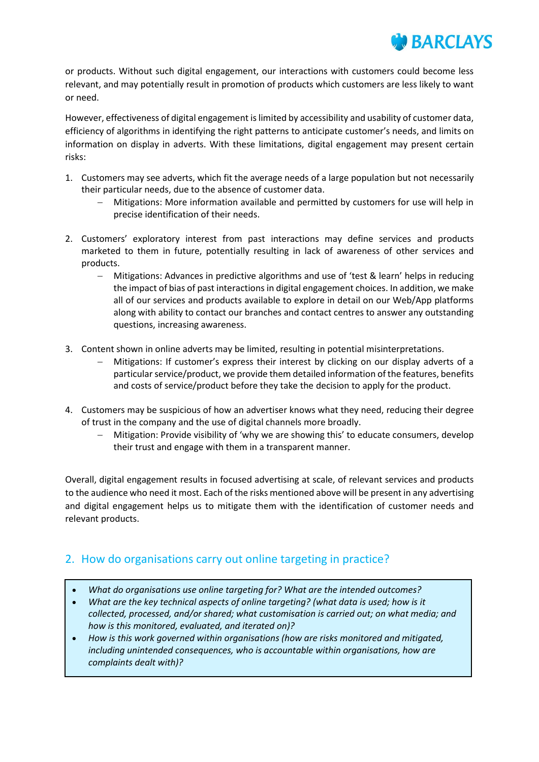or products. Without such digital engagement, our interactions with customers could become less relevant, and may potentially result in promotion of products which customers are less likely to want or need.

However, effectiveness of digital engagement is limited by accessibility and usability of customer data, efficiency of algorithms in identifying the right patterns to anticipate customer's needs, and limits on information on display in adverts. With these limitations, digital engagement may present certain risks:

1. Customers may see adverts, which fit the average needs of a large population but not necessarily their particular needs, due to the absence of customer data.
   - Mitigations: More information available and permitted by customers for use will help in precise identification of their needs.

2. Customers' exploratory interest from past interactions may define services and products marketed to them in future, potentially resulting in lack of awareness of other services and products.
   - Mitigations: Advances in predictive algorithms and use of 'test & learn' helps in reducing the impact of bias of past interactions in digital engagement choices. In addition, we make all of our services and products available to explore in detail on our Web/App platforms along with ability to contact our branches and contact centres to answer any outstanding questions, increasing awareness.

3. Content shown in online adverts may be limited, resulting in potential misinterpretations.
   - Mitigations: If customer's express their interest by clicking on our display adverts of a particular service/product, we provide them detailed information of the features, benefits and costs of service/product before they take the decision to apply for the product.

4. Customers may be suspicious of how an advertiser knows what they need, reducing their degree of trust in the company and the use of digital channels more broadly.
   - Mitigation: Provide visibility of 'why we are showing this' to educate consumers, develop their trust and engage with them in a transparent manner.

Overall, digital engagement results in focused advertising at scale, of relevant services and products to the audience who need it most. Each of the risks mentioned above will be present in any advertising and digital engagement helps us to mitigate them with the identification of customer needs and relevant products.

## 2. How do organisations carry out online targeting in practice?

- *What do organisations use online targeting for? What are the intended outcomes?*
- *What are the key technical aspects of online targeting? (what data is used; how is it collected, processed, and/or shared; what customisation is carried out; on what media; and how is this monitored, evaluated, and iterated on)?*
- *How is this work governed within organisations (how are risks monitored and mitigated, including unintended consequences, who is accountable within organisations, how are complaints dealt with)?*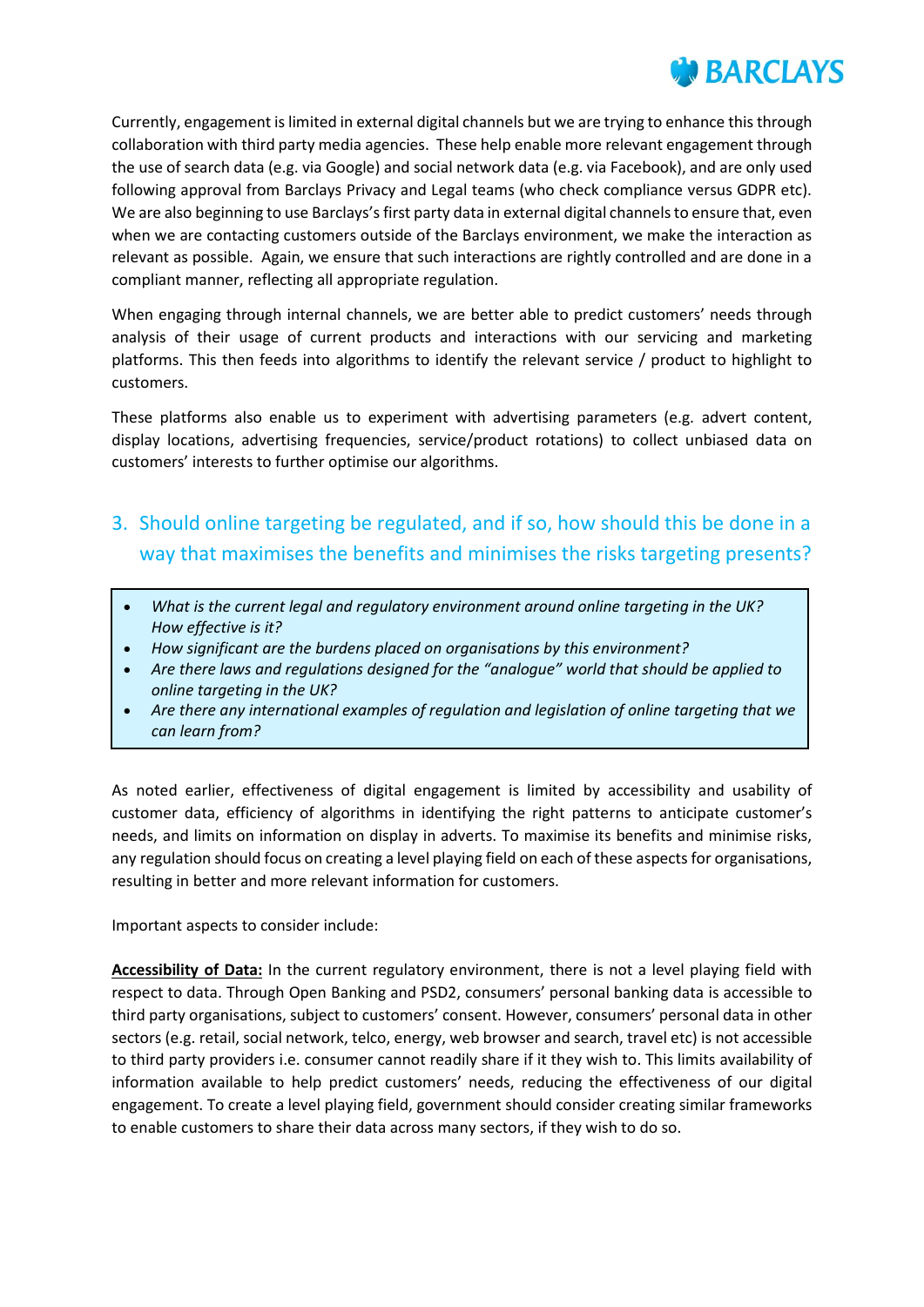Currently, engagement is limited in external digital channels but we are trying to enhance this through collaboration with third party media agencies. These help enable more relevant engagement through the use of search data (e.g. via Google) and social network data (e.g. via Facebook), and are only used following approval from Barclays Privacy and Legal teams (who check compliance versus GDPR etc). We are also beginning to use Barclays's first party data in external digital channels to ensure that, even when we are contacting customers outside of the Barclays environment, we make the interaction as relevant as possible. Again, we ensure that such interactions are rightly controlled and are done in a compliant manner, reflecting all appropriate regulation.

When engaging through internal channels, we are better able to predict customers' needs through analysis of their usage of current products and interactions with our servicing and marketing platforms. This then feeds into algorithms to identify the relevant service / product to highlight to customers.

These platforms also enable us to experiment with advertising parameters (e.g. advert content, display locations, advertising frequencies, service/product rotations) to collect unbiased data on customers' interests to further optimise our algorithms.

## 3. Should online targeting be regulated, and if so, how should this be done in a way that maximises the benefits and minimises the risks targeting presents?

- *What is the current legal and regulatory environment around online targeting in the UK? How effective is it?*
- *How significant are the burdens placed on organisations by this environment?*
- *Are there laws and regulations designed for the "analogue" world that should be applied to online targeting in the UK?*
- *Are there any international examples of regulation and legislation of online targeting that we can learn from?*

As noted earlier, effectiveness of digital engagement is limited by accessibility and usability of customer data, efficiency of algorithms in identifying the right patterns to anticipate customer's needs, and limits on information on display in adverts. To maximise its benefits and minimise risks, any regulation should focus on creating a level playing field on each of these aspects for organisations, resulting in better and more relevant information for customers.

Important aspects to consider include:

**Accessibility of Data:** In the current regulatory environment, there is not a level playing field with respect to data. Through Open Banking and PSD2, consumers' personal banking data is accessible to third party organisations, subject to customers' consent. However, consumers' personal data in other sectors (e.g. retail, social network, telco, energy, web browser and search, travel etc) is not accessible to third party providers i.e. consumer cannot readily share if it they wish to. This limits availability of information available to help predict customers' needs, reducing the effectiveness of our digital engagement. To create a level playing field, government should consider creating similar frameworks to enable customers to share their data across many sectors, if they wish to do so.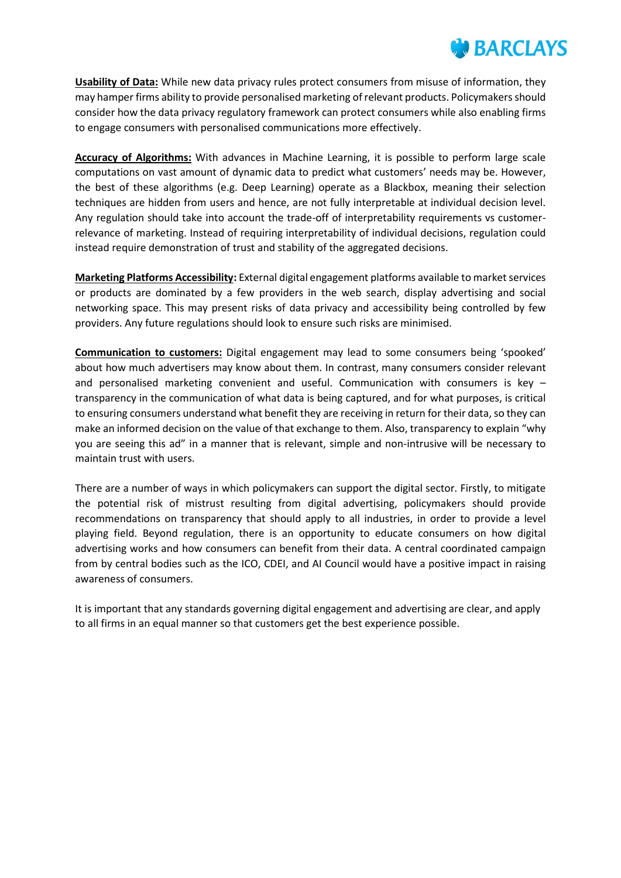**Usability of Data:** While new data privacy rules protect consumers from misuse of information, they may hamper firms ability to provide personalised marketing of relevant products. Policymakers should consider how the data privacy regulatory framework can protect consumers while also enabling firms to engage consumers with personalised communications more effectively.

**Accuracy of Algorithms:** With advances in Machine Learning, it is possible to perform large scale computations on vast amount of dynamic data to predict what customers' needs may be. However, the best of these algorithms (e.g. Deep Learning) operate as a Blackbox, meaning their selection techniques are hidden from users and hence, are not fully interpretable at individual decision level. Any regulation should take into account the trade-off of interpretability requirements vs customer-relevance of marketing. Instead of requiring interpretability of individual decisions, regulation could instead require demonstration of trust and stability of the aggregated decisions.

**Marketing Platforms Accessibility:** External digital engagement platforms available to market services or products are dominated by a few providers in the web search, display advertising and social networking space. This may present risks of data privacy and accessibility being controlled by few providers. Any future regulations should look to ensure such risks are minimised.

**Communication to customers:** Digital engagement may lead to some consumers being 'spooked' about how much advertisers may know about them. In contrast, many consumers consider relevant and personalised marketing convenient and useful. Communication with consumers is key – transparency in the communication of what data is being captured, and for what purposes, is critical to ensuring consumers understand what benefit they are receiving in return for their data, so they can make an informed decision on the value of that exchange to them. Also, transparency to explain "why you are seeing this ad" in a manner that is relevant, simple and non-intrusive will be necessary to maintain trust with users.

There are a number of ways in which policymakers can support the digital sector. Firstly, to mitigate the potential risk of mistrust resulting from digital advertising, policymakers should provide recommendations on transparency that should apply to all industries, in order to provide a level playing field. Beyond regulation, there is an opportunity to educate consumers on how digital advertising works and how consumers can benefit from their data. A central coordinated campaign from by central bodies such as the ICO, CDEI, and AI Council would have a positive impact in raising awareness of consumers.

It is important that any standards governing digital engagement and advertising are clear, and apply to all firms in an equal manner so that customers get the best experience possible.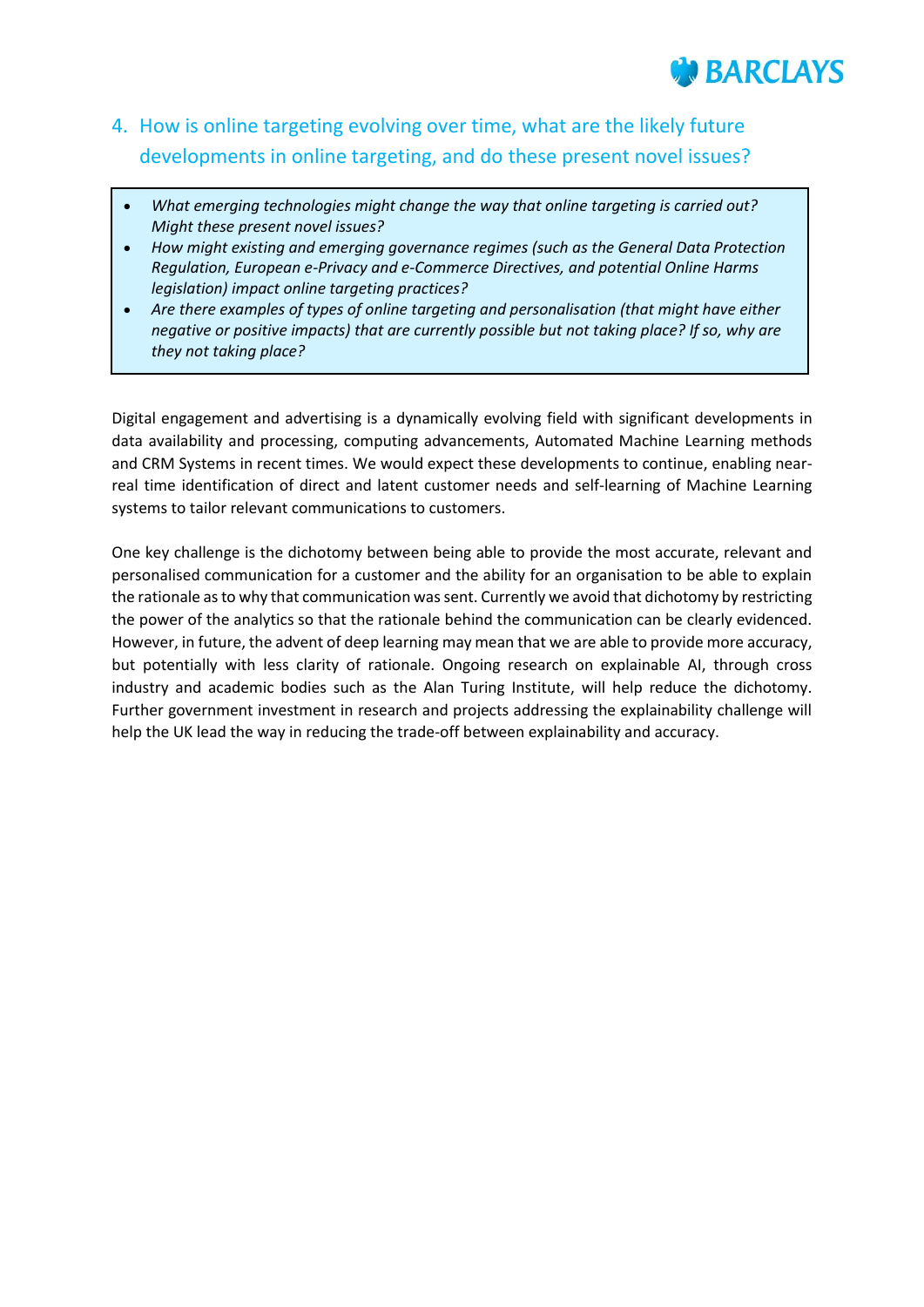## 4. How is online targeting evolving over time, what are the likely future developments in online targeting, and do these present novel issues?

- *What emerging technologies might change the way that online targeting is carried out? Might these present novel issues?*
- *How might existing and emerging governance regimes (such as the General Data Protection Regulation, European e-Privacy and e-Commerce Directives, and potential Online Harms legislation) impact online targeting practices?*
- *Are there examples of types of online targeting and personalisation (that might have either negative or positive impacts) that are currently possible but not taking place? If so, why are they not taking place?*

Digital engagement and advertising is a dynamically evolving field with significant developments in data availability and processing, computing advancements, Automated Machine Learning methods and CRM Systems in recent times. We would expect these developments to continue, enabling near-real time identification of direct and latent customer needs and self-learning of Machine Learning systems to tailor relevant communications to customers.

One key challenge is the dichotomy between being able to provide the most accurate, relevant and personalised communication for a customer and the ability for an organisation to be able to explain the rationale as to why that communication was sent. Currently we avoid that dichotomy by restricting the power of the analytics so that the rationale behind the communication can be clearly evidenced. However, in future, the advent of deep learning may mean that we are able to provide more accuracy, but potentially with less clarity of rationale. Ongoing research on explainable AI, through cross industry and academic bodies such as the Alan Turing Institute, will help reduce the dichotomy. Further government investment in research and projects addressing the explainability challenge will help the UK lead the way in reducing the trade-off between explainability and accuracy.